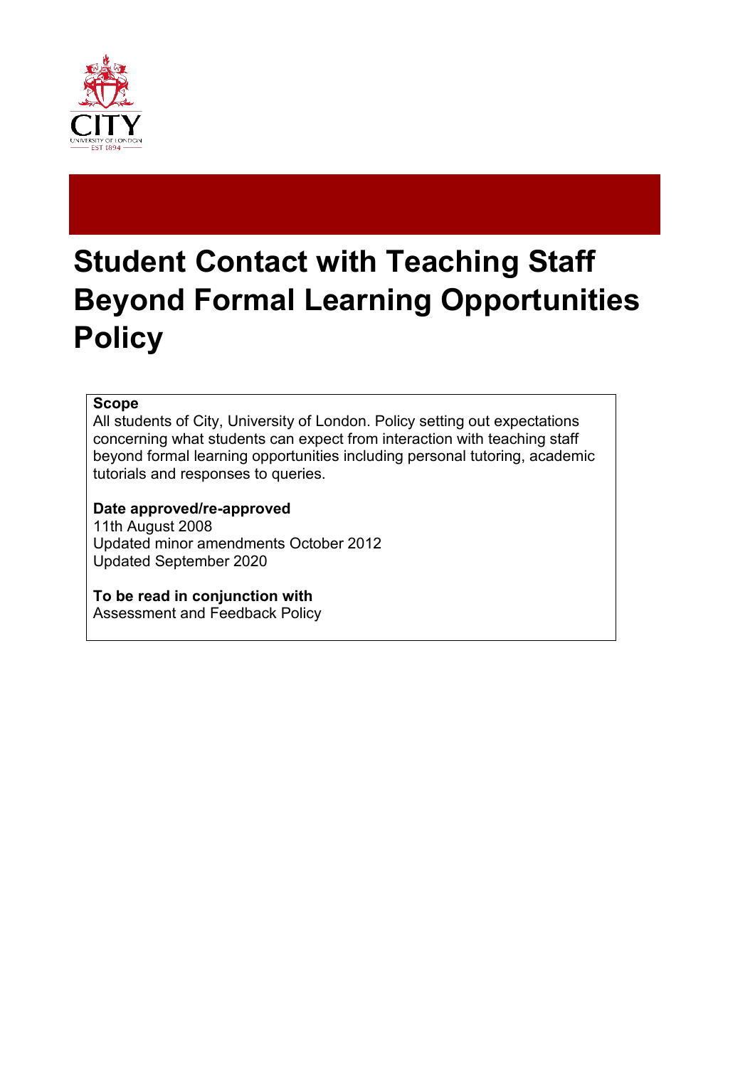# Student Contact with Teaching Staff Beyond Formal Learning Opportunities Policy

**Scope**
All students of City, University of London. Policy setting out expectations concerning what students can expect from interaction with teaching staff beyond formal learning opportunities including personal tutoring, academic tutorials and responses to queries.

**Date approved/re-approved**
11th August 2008
Updated minor amendments October 2012
Updated September 2020

**To be read in conjunction with**
Assessment and Feedback Policy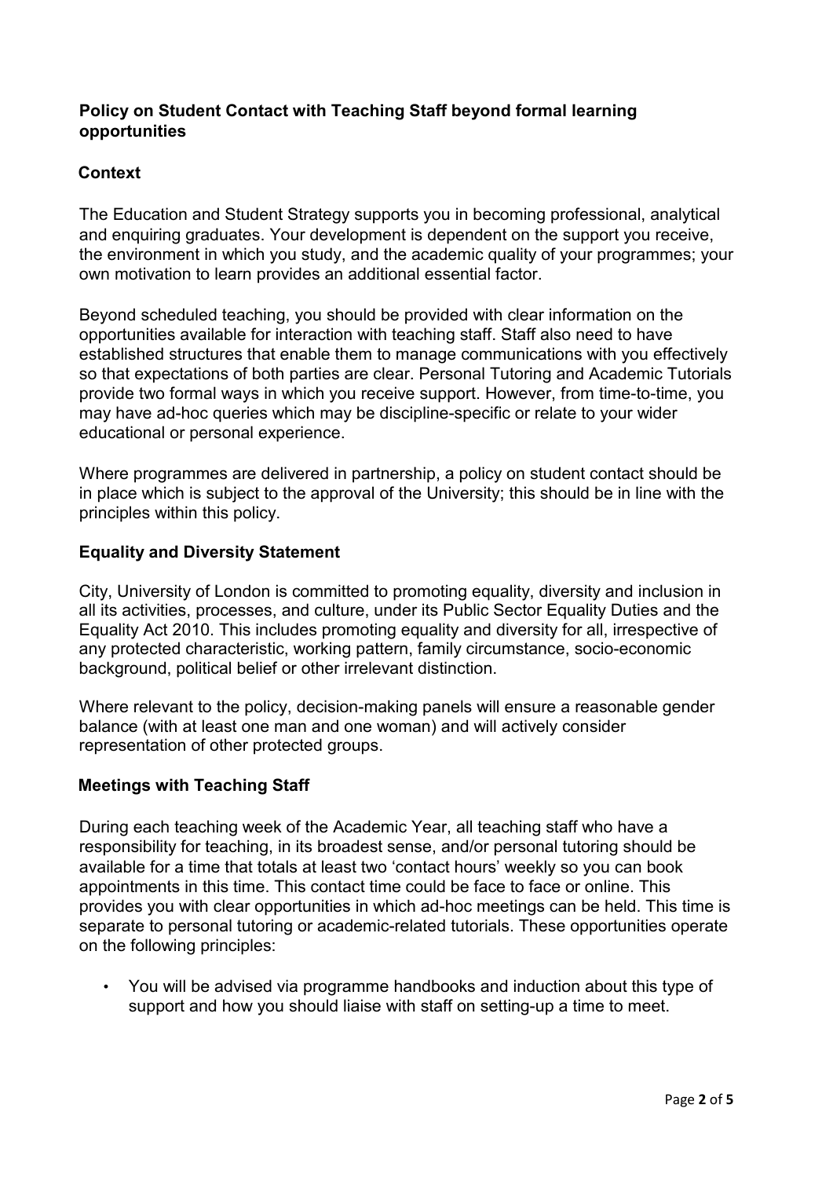## Policy on Student Contact with Teaching Staff beyond formal learning opportunities

### Context

The Education and Student Strategy supports you in becoming professional, analytical and enquiring graduates. Your development is dependent on the support you receive, the environment in which you study, and the academic quality of your programmes; your own motivation to learn provides an additional essential factor.

Beyond scheduled teaching, you should be provided with clear information on the opportunities available for interaction with teaching staff. Staff also need to have established structures that enable them to manage communications with you effectively so that expectations of both parties are clear. Personal Tutoring and Academic Tutorials provide two formal ways in which you receive support. However, from time-to-time, you may have ad-hoc queries which may be discipline-specific or relate to your wider educational or personal experience.

Where programmes are delivered in partnership, a policy on student contact should be in place which is subject to the approval of the University; this should be in line with the principles within this policy.

### Equality and Diversity Statement

City, University of London is committed to promoting equality, diversity and inclusion in all its activities, processes, and culture, under its Public Sector Equality Duties and the Equality Act 2010. This includes promoting equality and diversity for all, irrespective of any protected characteristic, working pattern, family circumstance, socio-economic background, political belief or other irrelevant distinction.

Where relevant to the policy, decision-making panels will ensure a reasonable gender balance (with at least one man and one woman) and will actively consider representation of other protected groups.

### Meetings with Teaching Staff

During each teaching week of the Academic Year, all teaching staff who have a responsibility for teaching, in its broadest sense, and/or personal tutoring should be available for a time that totals at least two 'contact hours' weekly so you can book appointments in this time. This contact time could be face to face or online. This provides you with clear opportunities in which ad-hoc meetings can be held. This time is separate to personal tutoring or academic-related tutorials. These opportunities operate on the following principles:

- You will be advised via programme handbooks and induction about this type of support and how you should liaise with staff on setting-up a time to meet.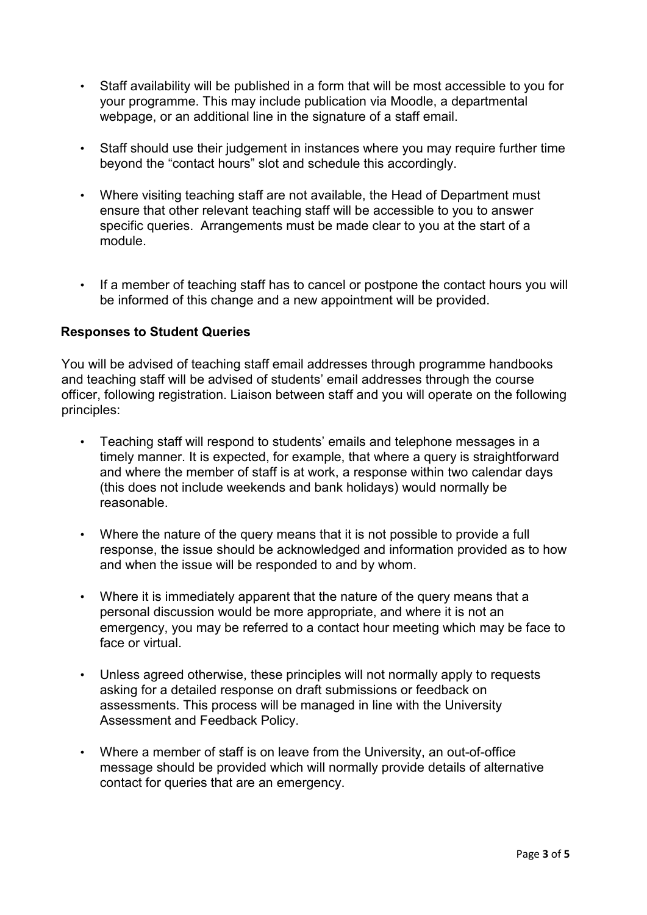- Staff availability will be published in a form that will be most accessible to you for your programme. This may include publication via Moodle, a departmental webpage, or an additional line in the signature of a staff email.

- Staff should use their judgement in instances where you may require further time beyond the "contact hours" slot and schedule this accordingly.

- Where visiting teaching staff are not available, the Head of Department must ensure that other relevant teaching staff will be accessible to you to answer specific queries. Arrangements must be made clear to you at the start of a module.

- If a member of teaching staff has to cancel or postpone the contact hours you will be informed of this change and a new appointment will be provided.

**Responses to Student Queries**

You will be advised of teaching staff email addresses through programme handbooks and teaching staff will be advised of students' email addresses through the course officer, following registration. Liaison between staff and you will operate on the following principles:

- Teaching staff will respond to students' emails and telephone messages in a timely manner. It is expected, for example, that where a query is straightforward and where the member of staff is at work, a response within two calendar days (this does not include weekends and bank holidays) would normally be reasonable.

- Where the nature of the query means that it is not possible to provide a full response, the issue should be acknowledged and information provided as to how and when the issue will be responded to and by whom.

- Where it is immediately apparent that the nature of the query means that a personal discussion would be more appropriate, and where it is not an emergency, you may be referred to a contact hour meeting which may be face to face or virtual.

- Unless agreed otherwise, these principles will not normally apply to requests asking for a detailed response on draft submissions or feedback on assessments. This process will be managed in line with the University Assessment and Feedback Policy.

- Where a member of staff is on leave from the University, an out-of-office message should be provided which will normally provide details of alternative contact for queries that are an emergency.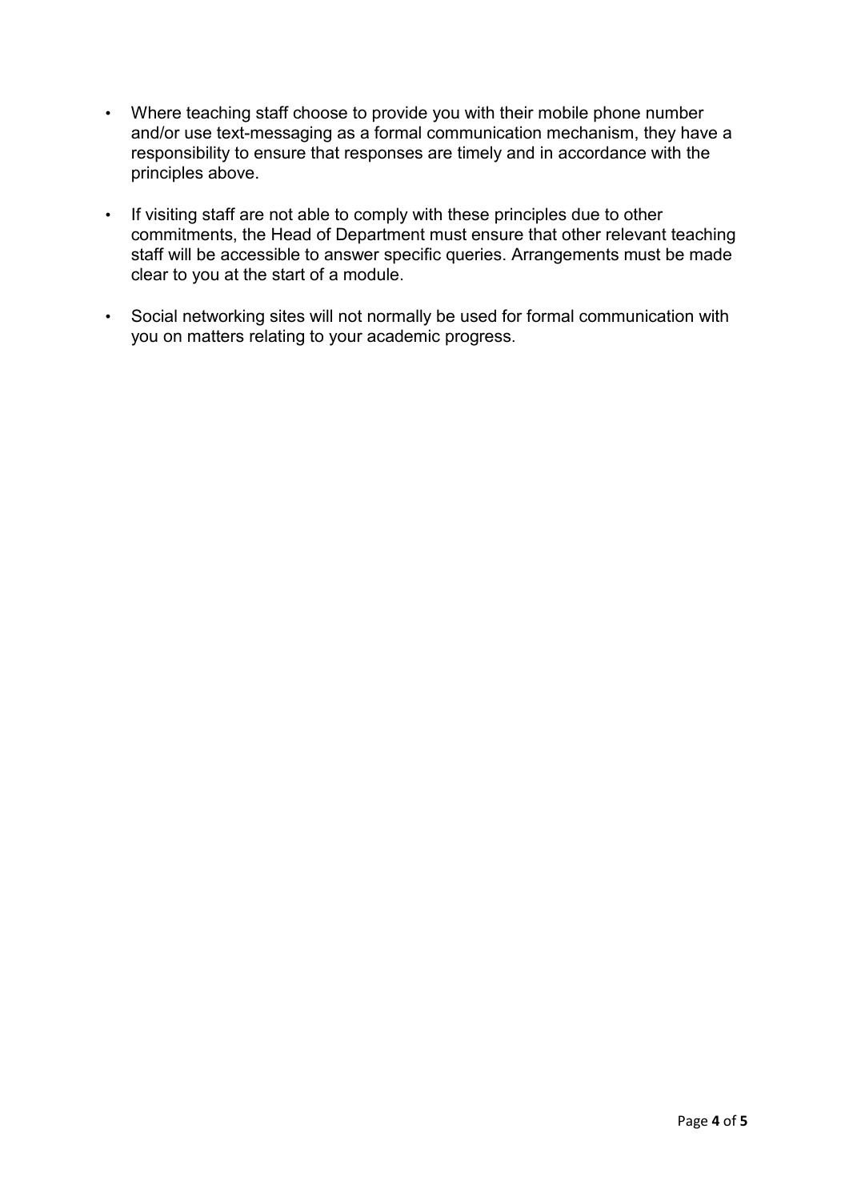- Where teaching staff choose to provide you with their mobile phone number and/or use text-messaging as a formal communication mechanism, they have a responsibility to ensure that responses are timely and in accordance with the principles above.

- If visiting staff are not able to comply with these principles due to other commitments, the Head of Department must ensure that other relevant teaching staff will be accessible to answer specific queries. Arrangements must be made clear to you at the start of a module.

- Social networking sites will not normally be used for formal communication with you on matters relating to your academic progress.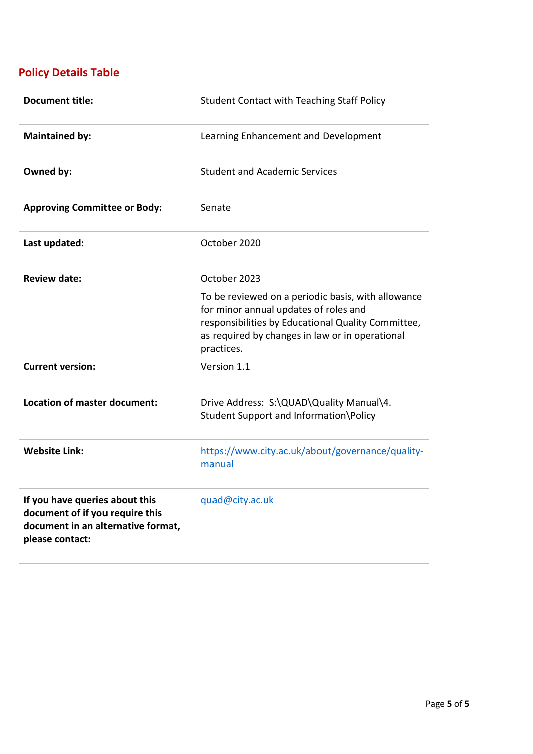## Policy Details Table

| | |
|---|---|
| **Document title:** | Student Contact with Teaching Staff Policy |
| **Maintained by:** | Learning Enhancement and Development |
| **Owned by:** | Student and Academic Services |
| **Approving Committee or Body:** | Senate |
| **Last updated:** | October 2020 |
| **Review date:** | October 2023<br>To be reviewed on a periodic basis, with allowance for minor annual updates of roles and responsibilities by Educational Quality Committee, as required by changes in law or in operational practices. |
| **Current version:** | Version 1.1 |
| **Location of master document:** | Drive Address: S:\QUAD\Quality Manual\4. Student Support and Information\Policy |
| **Website Link:** | https://www.city.ac.uk/about/governance/quality-manual |
| **If you have queries about this document of if you require this document in an alternative format, please contact:** | quad@city.ac.uk |